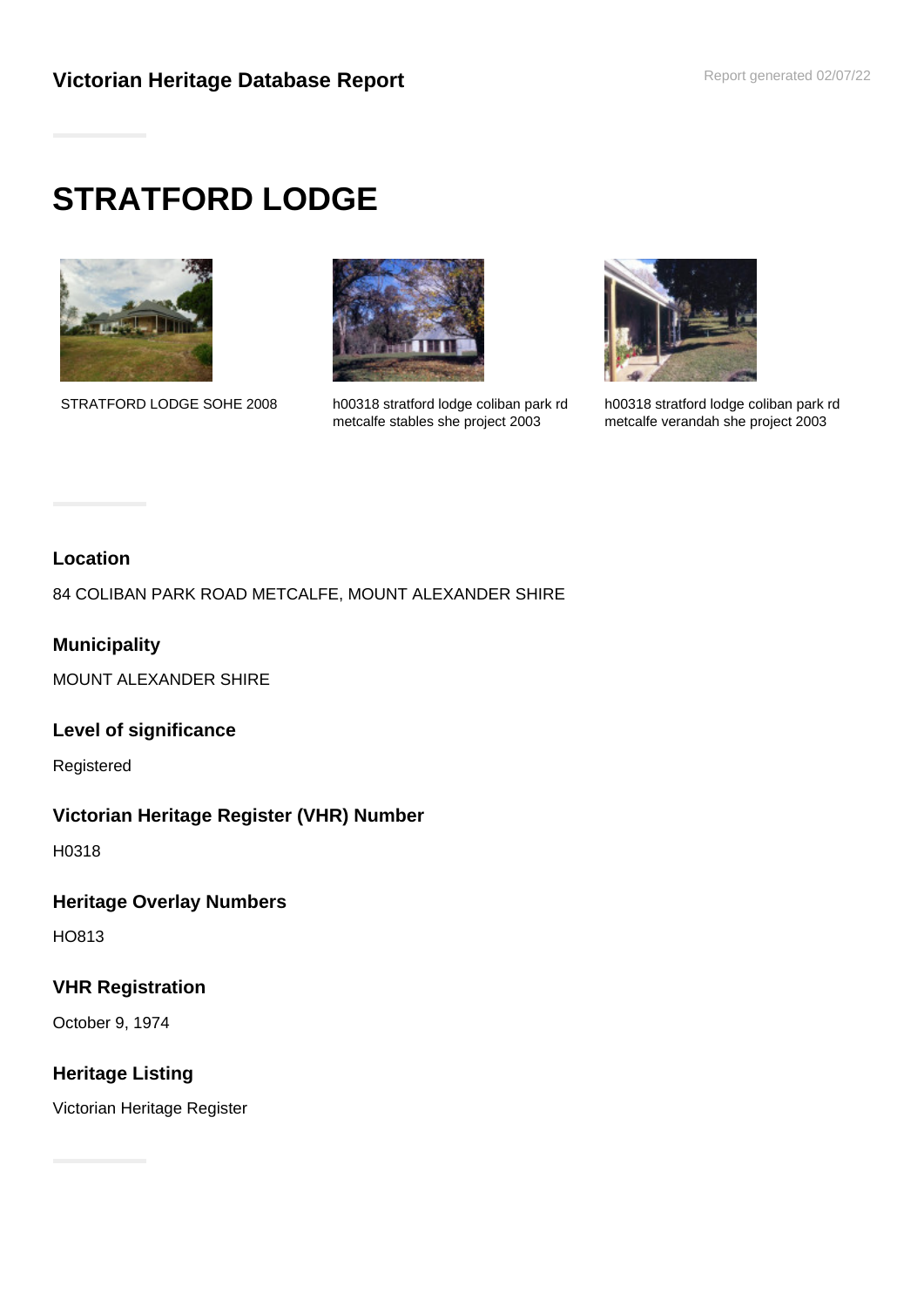Victorian Heritage Database Report

Report generated 02/07/22

# STRATFORD LODGE

STRATFORD LODGE SOHE 2008

h00318 stratford lodge coliban park rd metcalfe stables she project 2003

h00318 stratford lodge coliban park rd metcalfe verandah she project 2003

### Location

84 COLIBAN PARK ROAD METCALFE, MOUNT ALEXANDER SHIRE

### Municipality

MOUNT ALEXANDER SHIRE

### Level of significance

Registered

### Victorian Heritage Register (VHR) Number

H0318

### Heritage Overlay Numbers

HO813

### VHR Registration

October 9, 1974

### Heritage Listing

Victorian Heritage Register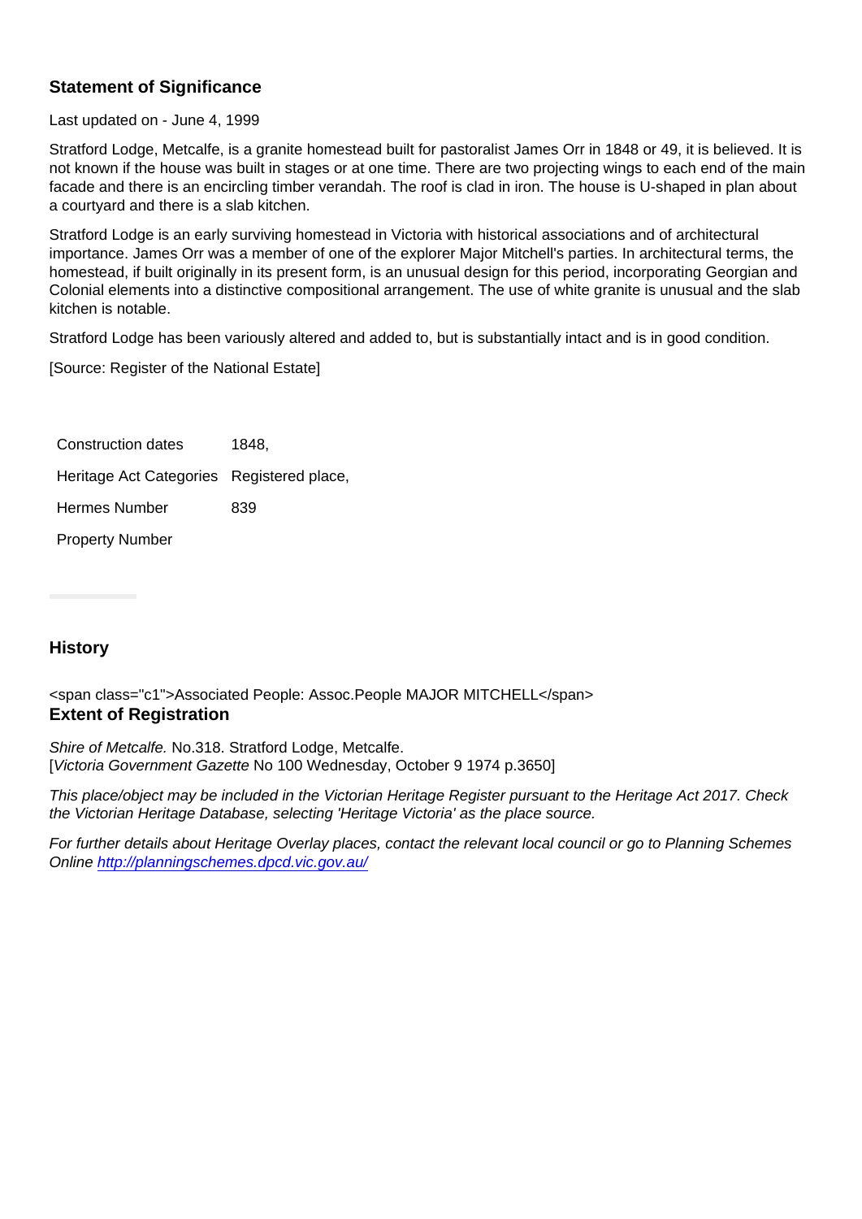### Statement of Significance

Last updated on - June 4, 1999

Stratford Lodge, Metcalfe, is a granite homestead built for pastoralist James Orr in 1848 or 49, it is believed. It is not known if the house was built in stages or at one time. There are two projecting wings to each end of the main facade and there is an encircling timber verandah. The roof is clad in iron. The house is U-shaped in plan about a courtyard and there is a slab kitchen.

Stratford Lodge is an early surviving homestead in Victoria with historical associations and of architectural importance. James Orr was a member of one of the explorer Major Mitchell's parties. In architectural terms, the homestead, if built originally in its present form, is an unusual design for this period, incorporating Georgian and Colonial elements into a distinctive compositional arrangement. The use of white granite is unusual and the slab kitchen is notable.

Stratford Lodge has been variously altered and added to, but is substantially intact and is in good condition.

[Source: Register of the National Estate]

| | |
|---|---|
| Construction dates | 1848, |
| Heritage Act Categories | Registered place, |
| Hermes Number | 839 |
| Property Number | |

### History

<span class="c1">Associated People: Assoc.People MAJOR MITCHELL</span>

### Extent of Registration

*Shire of Metcalfe.* No.318. Stratford Lodge, Metcalfe.
[*Victoria Government Gazette* No 100 Wednesday, October 9 1974 p.3650]

*This place/object may be included in the Victorian Heritage Register pursuant to the Heritage Act 2017. Check the Victorian Heritage Database, selecting 'Heritage Victoria' as the place source.*

*For further details about Heritage Overlay places, contact the relevant local council or go to Planning Schemes Online [http://planningschemes.dpcd.vic.gov.au/](http://planningschemes.dpcd.vic.gov.au/)*